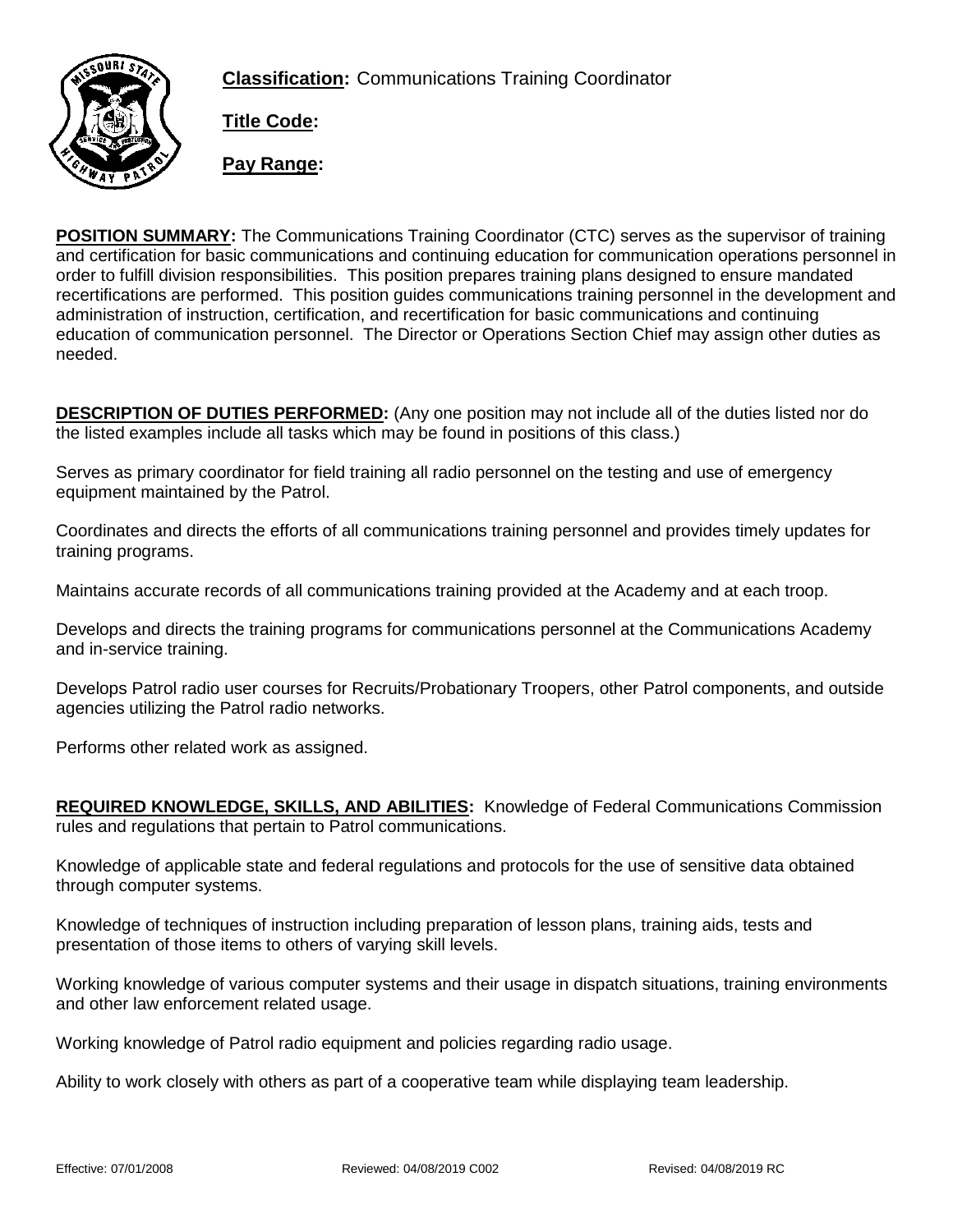**Classification:** Communications Training Coordinator

**Title Code:**

**Pay Range:**

**POSITION SUMMARY:** The Communications Training Coordinator (CTC) serves as the supervisor of training and certification for basic communications and continuing education for communication operations personnel in order to fulfill division responsibilities. This position prepares training plans designed to ensure mandated recertifications are performed. This position guides communications training personnel in the development and administration of instruction, certification, and recertification for basic communications and continuing education of communication personnel. The Director or Operations Section Chief may assign other duties as needed.

**DESCRIPTION OF DUTIES PERFORMED:** (Any one position may not include all of the duties listed nor do the listed examples include all tasks which may be found in positions of this class.)

Serves as primary coordinator for field training all radio personnel on the testing and use of emergency equipment maintained by the Patrol.

Coordinates and directs the efforts of all communications training personnel and provides timely updates for training programs.

Maintains accurate records of all communications training provided at the Academy and at each troop.

Develops and directs the training programs for communications personnel at the Communications Academy and in-service training.

Develops Patrol radio user courses for Recruits/Probationary Troopers, other Patrol components, and outside agencies utilizing the Patrol radio networks.

Performs other related work as assigned.

**REQUIRED KNOWLEDGE, SKILLS, AND ABILITIES:** Knowledge of Federal Communications Commission rules and regulations that pertain to Patrol communications.

Knowledge of applicable state and federal regulations and protocols for the use of sensitive data obtained through computer systems.

Knowledge of techniques of instruction including preparation of lesson plans, training aids, tests and presentation of those items to others of varying skill levels.

Working knowledge of various computer systems and their usage in dispatch situations, training environments and other law enforcement related usage.

Working knowledge of Patrol radio equipment and policies regarding radio usage.

Ability to work closely with others as part of a cooperative team while displaying team leadership.

Effective: 07/01/2008 Reviewed: 04/08/2019 C002 Revised: 04/08/2019 RC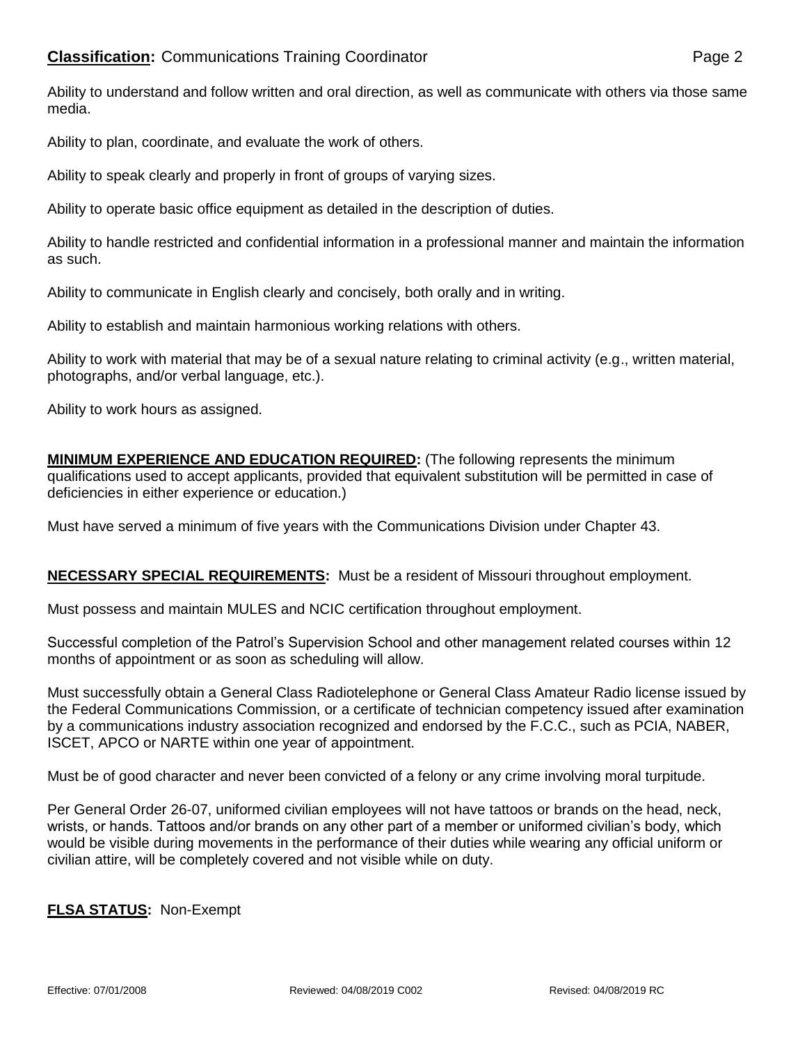Ability to understand and follow written and oral direction, as well as communicate with others via those same media.

Ability to plan, coordinate, and evaluate the work of others.

Ability to speak clearly and properly in front of groups of varying sizes.

Ability to operate basic office equipment as detailed in the description of duties.

Ability to handle restricted and confidential information in a professional manner and maintain the information as such.

Ability to communicate in English clearly and concisely, both orally and in writing.

Ability to establish and maintain harmonious working relations with others.

Ability to work with material that may be of a sexual nature relating to criminal activity (e.g., written material, photographs, and/or verbal language, etc.).

Ability to work hours as assigned.

**MINIMUM EXPERIENCE AND EDUCATION REQUIRED:** (The following represents the minimum qualifications used to accept applicants, provided that equivalent substitution will be permitted in case of deficiencies in either experience or education.)

Must have served a minimum of five years with the Communications Division under Chapter 43.

**NECESSARY SPECIAL REQUIREMENTS:** Must be a resident of Missouri throughout employment.

Must possess and maintain MULES and NCIC certification throughout employment.

Successful completion of the Patrol's Supervision School and other management related courses within 12 months of appointment or as soon as scheduling will allow.

Must successfully obtain a General Class Radiotelephone or General Class Amateur Radio license issued by the Federal Communications Commission, or a certificate of technician competency issued after examination by a communications industry association recognized and endorsed by the F.C.C., such as PCIA, NABER, ISCET, APCO or NARTE within one year of appointment.

Must be of good character and never been convicted of a felony or any crime involving moral turpitude.

Per General Order 26-07, uniformed civilian employees will not have tattoos or brands on the head, neck, wrists, or hands. Tattoos and/or brands on any other part of a member or uniformed civilian's body, which would be visible during movements in the performance of their duties while wearing any official uniform or civilian attire, will be completely covered and not visible while on duty.

**FLSA STATUS:** Non-Exempt

Effective: 07/01/2008 Reviewed: 04/08/2019 C002 Revised: 04/08/2019 RC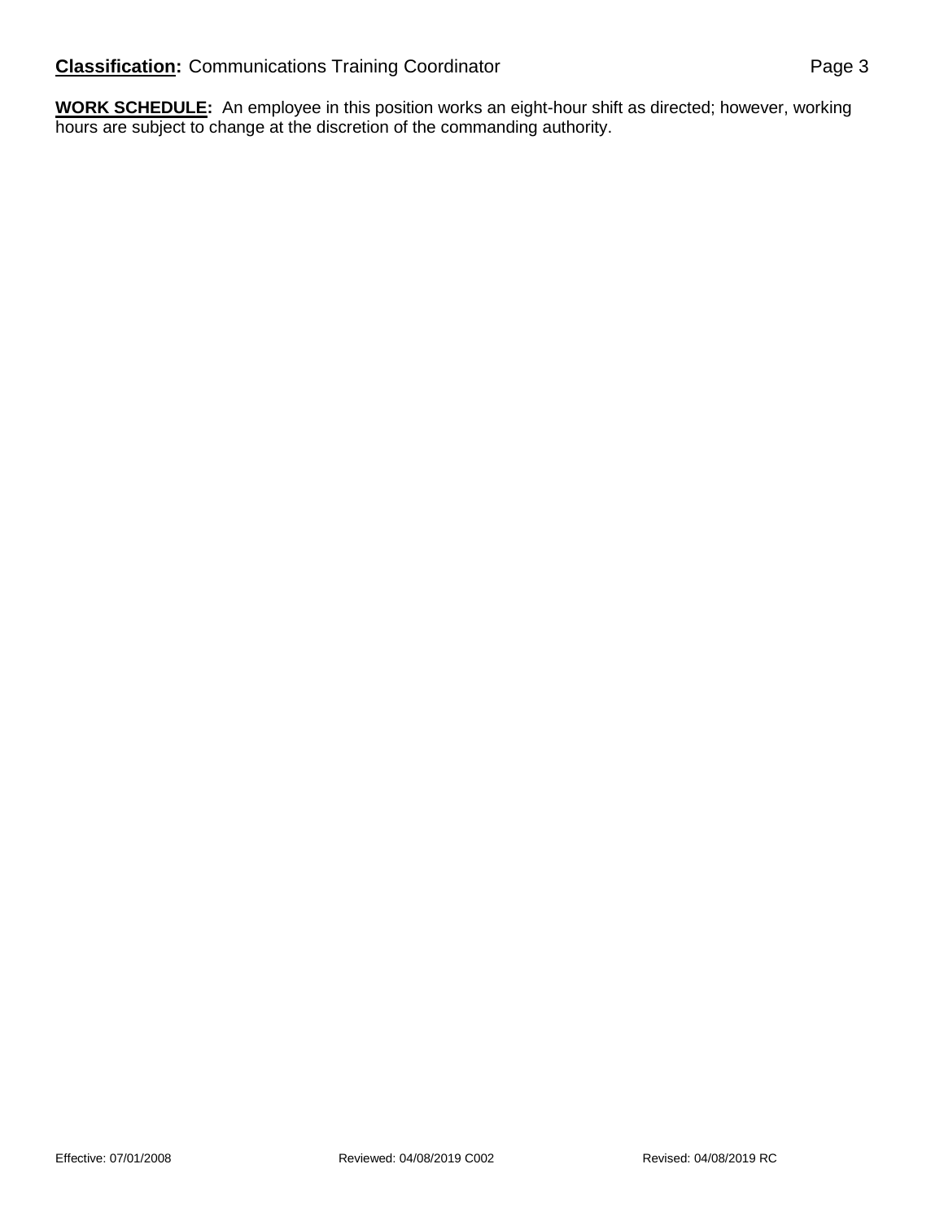**WORK SCHEDULE:** An employee in this position works an eight-hour shift as directed; however, working hours are subject to change at the discretion of the commanding authority.